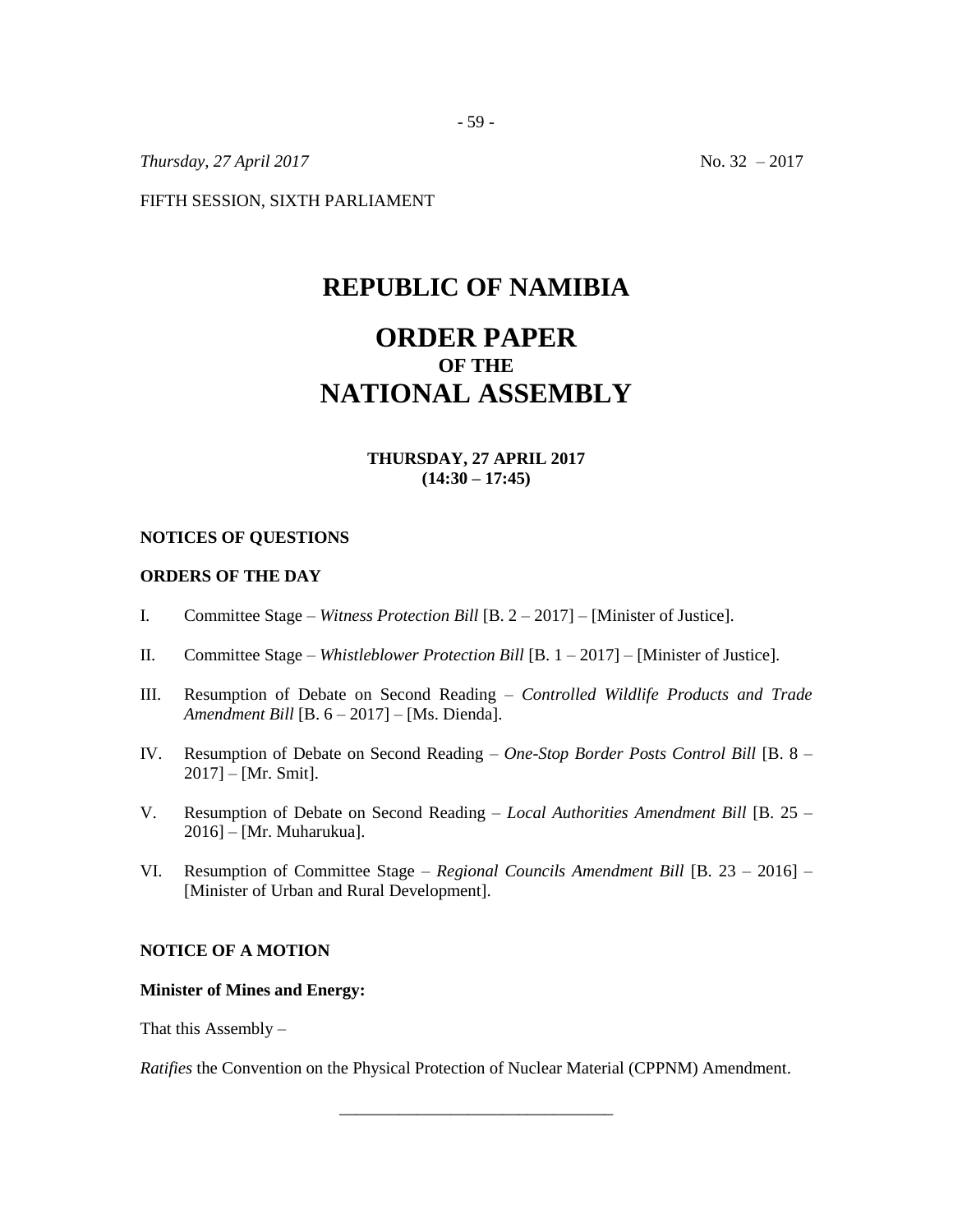*Thursday, 27 April 2017* No. 32 – 2017

FIFTH SESSION, SIXTH PARLIAMENT

# REPUBLIC OF NAMIBIA

# ORDER PAPER
## OF THE
# NATIONAL ASSEMBLY

**THURSDAY, 27 APRIL 2017**
**(14:30 – 17:45)**

**NOTICES OF QUESTIONS**

**ORDERS OF THE DAY**

I. Committee Stage – *Witness Protection Bill* [B. 2 – 2017] – [Minister of Justice].

II. Committee Stage – *Whistleblower Protection Bill* [B. 1 – 2017] – [Minister of Justice].

III. Resumption of Debate on Second Reading – *Controlled Wildlife Products and Trade Amendment Bill* [B. 6 – 2017] – [Ms. Dienda].

IV. Resumption of Debate on Second Reading – *One-Stop Border Posts Control Bill* [B. 8 – 2017] – [Mr. Smit].

V. Resumption of Debate on Second Reading – *Local Authorities Amendment Bill* [B. 25 – 2016] – [Mr. Muharukua].

VI. Resumption of Committee Stage – *Regional Councils Amendment Bill* [B. 23 – 2016] – [Minister of Urban and Rural Development].

**NOTICE OF A MOTION**

**Minister of Mines and Energy:**

That this Assembly –

*Ratifies* the Convention on the Physical Protection of Nuclear Material (CPPNM) Amendment.

---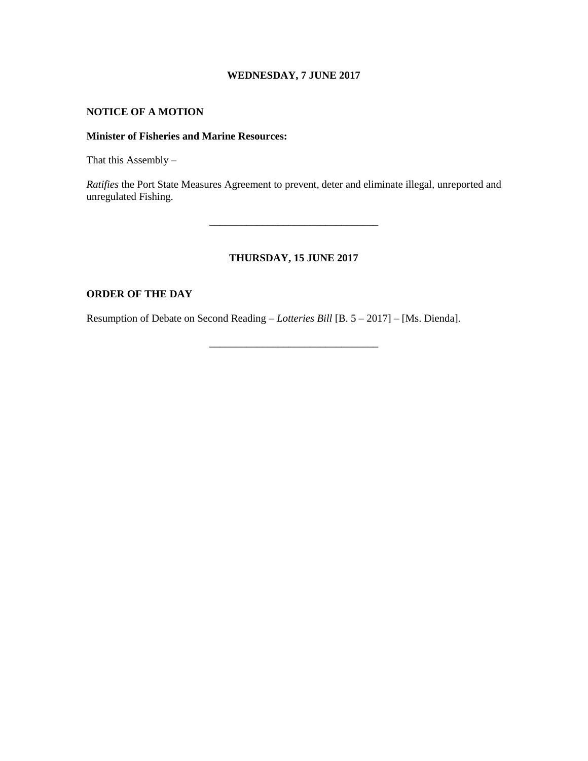**WEDNESDAY, 7 JUNE 2017**

**NOTICE OF A MOTION**

**Minister of Fisheries and Marine Resources:**

That this Assembly –

*Ratifies* the Port State Measures Agreement to prevent, deter and eliminate illegal, unreported and unregulated Fishing.

---

**THURSDAY, 15 JUNE 2017**

**ORDER OF THE DAY**

Resumption of Debate on Second Reading – *Lotteries Bill* [B. 5 – 2017] – [Ms. Dienda].

---